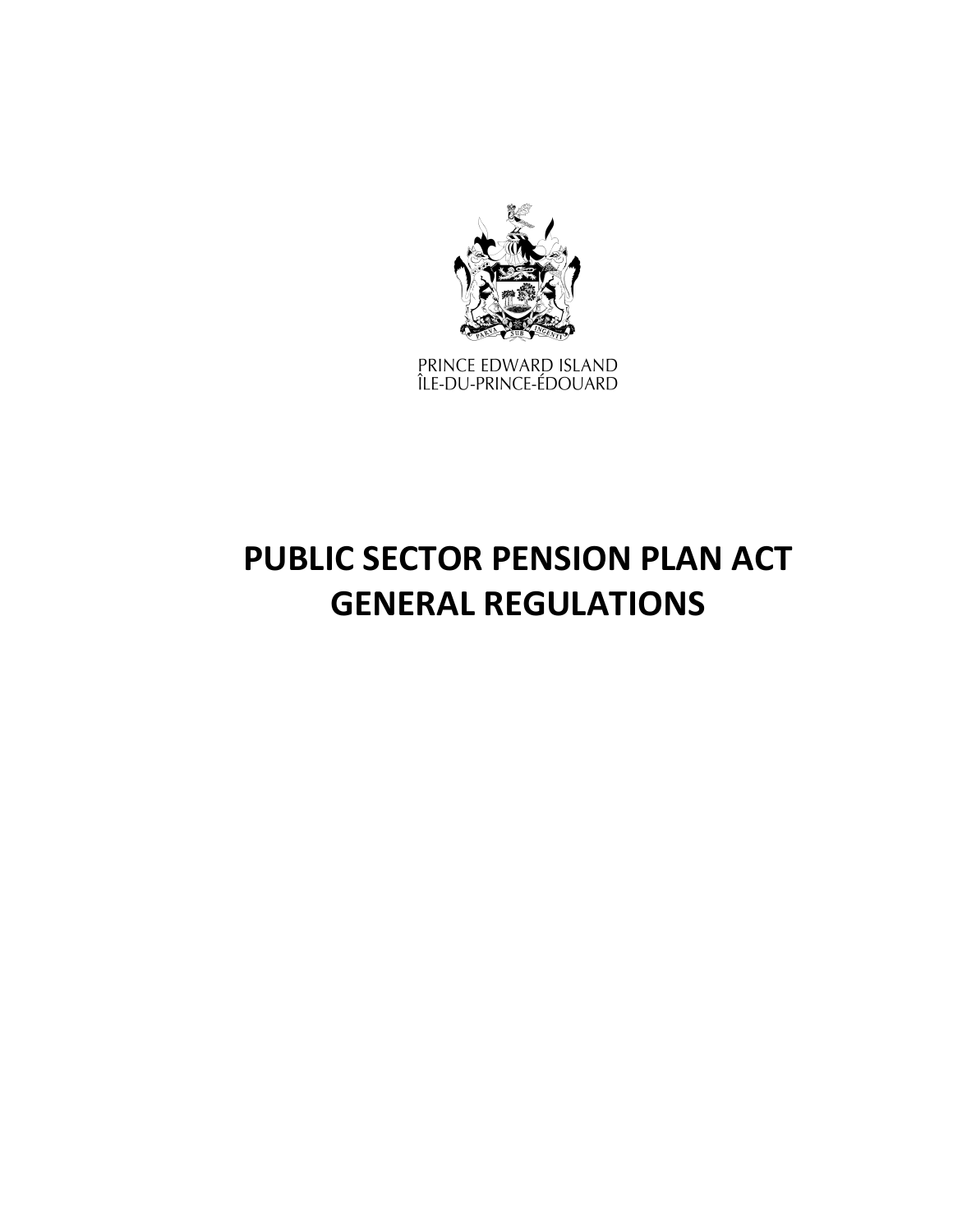PRINCE EDWARD ISLAND
ÎLE-DU-PRINCE-ÉDOUARD

# PUBLIC SECTOR PENSION PLAN ACT
# GENERAL REGULATIONS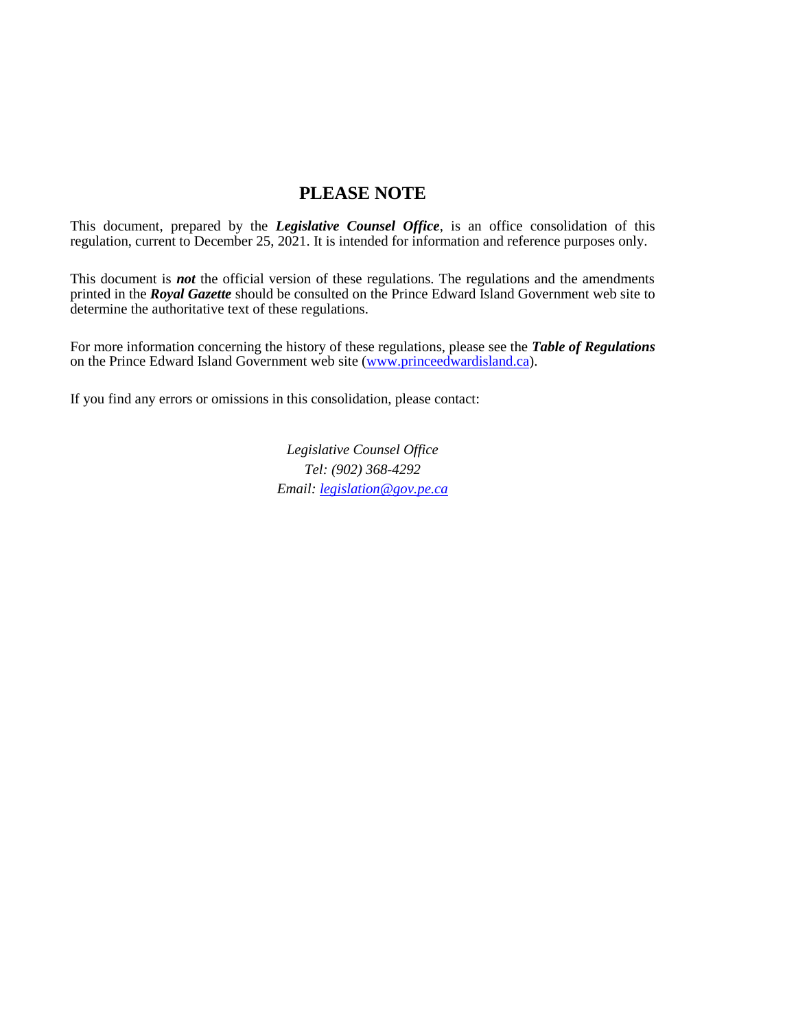# PLEASE NOTE

This document, prepared by the ***Legislative Counsel Office***, is an office consolidation of this regulation, current to December 25, 2021. It is intended for information and reference purposes only.

This document is ***not*** the official version of these regulations. The regulations and the amendments printed in the ***Royal Gazette*** should be consulted on the Prince Edward Island Government web site to determine the authoritative text of these regulations.

For more information concerning the history of these regulations, please see the ***Table of Regulations*** on the Prince Edward Island Government web site (www.princeedwardisland.ca).

If you find any errors or omissions in this consolidation, please contact:

*Legislative Counsel Office*
*Tel: (902) 368-4292*
*Email: legislation@gov.pe.ca*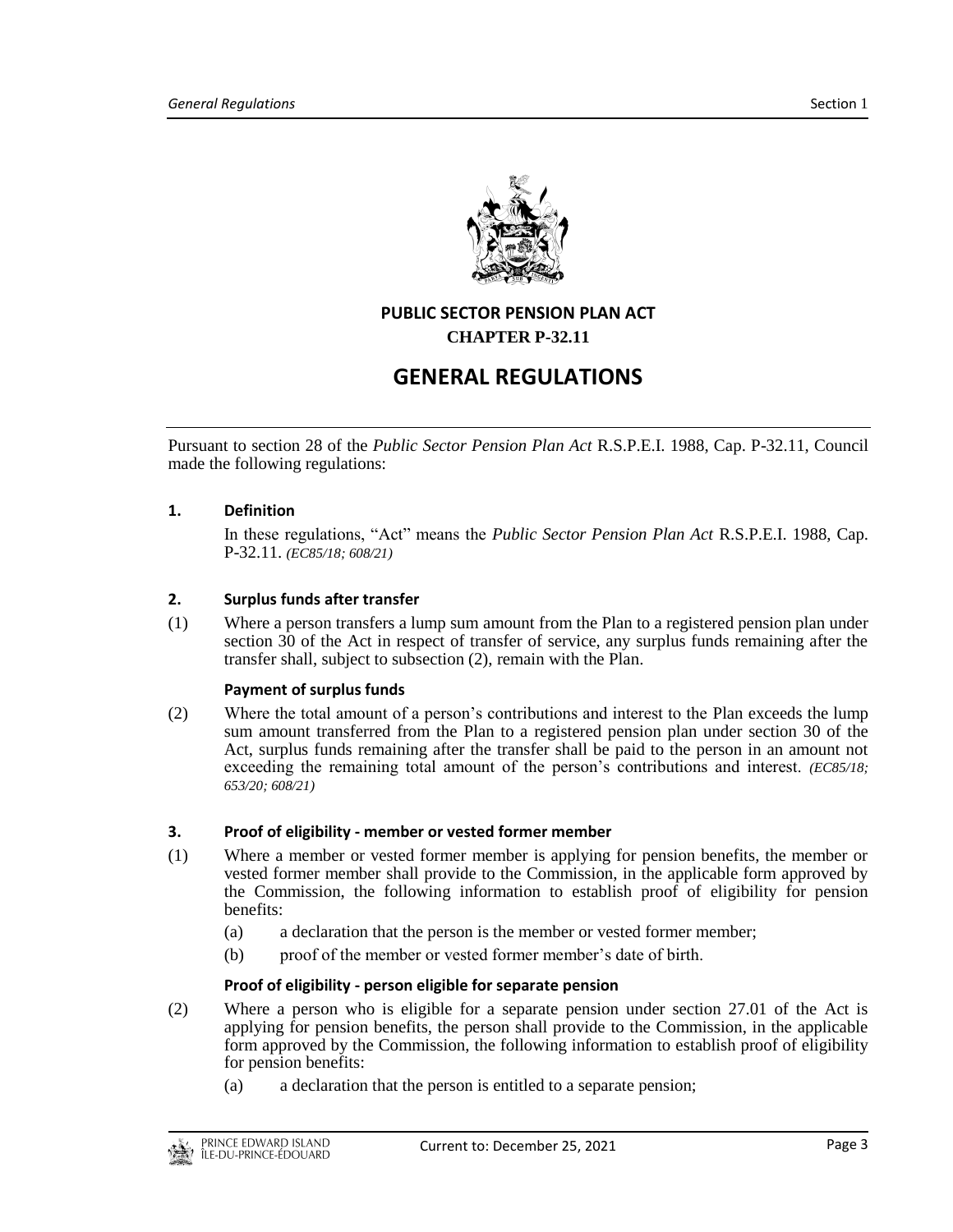# PUBLIC SECTOR PENSION PLAN ACT

**CHAPTER P-32.11**

# GENERAL REGULATIONS

Pursuant to section 28 of the *Public Sector Pension Plan Act* R.S.P.E.I. 1988, Cap. P-32.11, Council made the following regulations:

## 1. Definition

In these regulations, "Act" means the *Public Sector Pension Plan Act* R.S.P.E.I. 1988, Cap. P-32.11. *(EC85/18; 608/21)*

## 2. Surplus funds after transfer

(1) Where a person transfers a lump sum amount from the Plan to a registered pension plan under section 30 of the Act in respect of transfer of service, any surplus funds remaining after the transfer shall, subject to subsection (2), remain with the Plan.

### Payment of surplus funds

(2) Where the total amount of a person's contributions and interest to the Plan exceeds the lump sum amount transferred from the Plan to a registered pension plan under section 30 of the Act, surplus funds remaining after the transfer shall be paid to the person in an amount not exceeding the remaining total amount of the person's contributions and interest. *(EC85/18; 653/20; 608/21)*

## 3. Proof of eligibility - member or vested former member

(1) Where a member or vested former member is applying for pension benefits, the member or vested former member shall provide to the Commission, in the applicable form approved by the Commission, the following information to establish proof of eligibility for pension benefits:

- (a) a declaration that the person is the member or vested former member;
- (b) proof of the member or vested former member's date of birth.

### Proof of eligibility - person eligible for separate pension

(2) Where a person who is eligible for a separate pension under section 27.01 of the Act is applying for pension benefits, the person shall provide to the Commission, in the applicable form approved by the Commission, the following information to establish proof of eligibility for pension benefits:

- (a) a declaration that the person is entitled to a separate pension;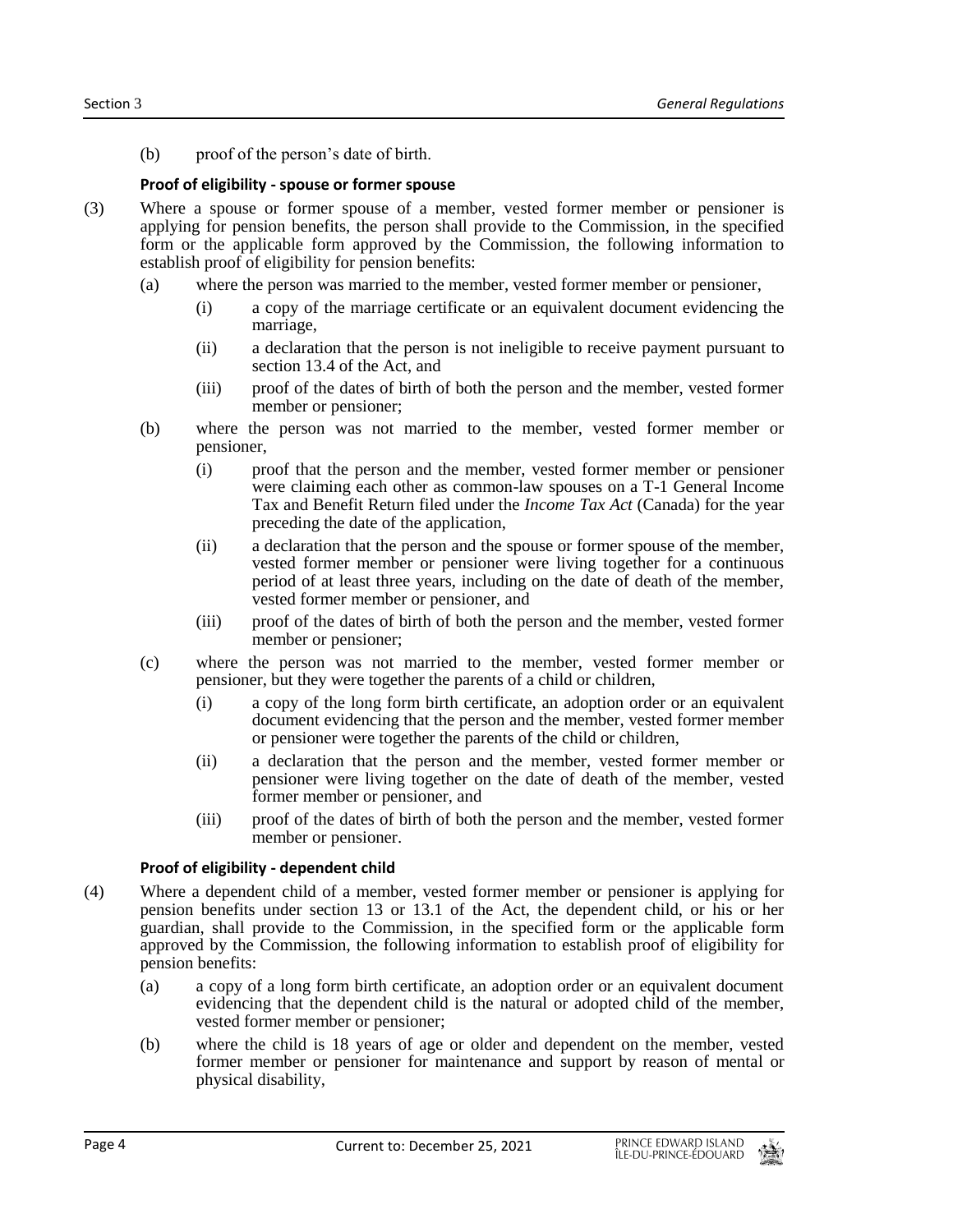(b) proof of the person's date of birth.

**Proof of eligibility - spouse or former spouse**

(3) Where a spouse or former spouse of a member, vested former member or pensioner is applying for pension benefits, the person shall provide to the Commission, in the specified form or the applicable form approved by the Commission, the following information to establish proof of eligibility for pension benefits:

- (a) where the person was married to the member, vested former member or pensioner,
  - (i) a copy of the marriage certificate or an equivalent document evidencing the marriage,
  - (ii) a declaration that the person is not ineligible to receive payment pursuant to section 13.4 of the Act, and
  - (iii) proof of the dates of birth of both the person and the member, vested former member or pensioner;
- (b) where the person was not married to the member, vested former member or pensioner,
  - (i) proof that the person and the member, vested former member or pensioner were claiming each other as common-law spouses on a T-1 General Income Tax and Benefit Return filed under the *Income Tax Act* (Canada) for the year preceding the date of the application,
  - (ii) a declaration that the person and the spouse or former spouse of the member, vested former member or pensioner were living together for a continuous period of at least three years, including on the date of death of the member, vested former member or pensioner, and
  - (iii) proof of the dates of birth of both the person and the member, vested former member or pensioner;
- (c) where the person was not married to the member, vested former member or pensioner, but they were together the parents of a child or children,
  - (i) a copy of the long form birth certificate, an adoption order or an equivalent document evidencing that the person and the member, vested former member or pensioner were together the parents of the child or children,
  - (ii) a declaration that the person and the member, vested former member or pensioner were living together on the date of death of the member, vested former member or pensioner, and
  - (iii) proof of the dates of birth of both the person and the member, vested former member or pensioner.

**Proof of eligibility - dependent child**

(4) Where a dependent child of a member, vested former member or pensioner is applying for pension benefits under section 13 or 13.1 of the Act, the dependent child, or his or her guardian, shall provide to the Commission, in the specified form or the applicable form approved by the Commission, the following information to establish proof of eligibility for pension benefits:

- (a) a copy of a long form birth certificate, an adoption order or an equivalent document evidencing that the dependent child is the natural or adopted child of the member, vested former member or pensioner;
- (b) where the child is 18 years of age or older and dependent on the member, vested former member or pensioner for maintenance and support by reason of mental or physical disability,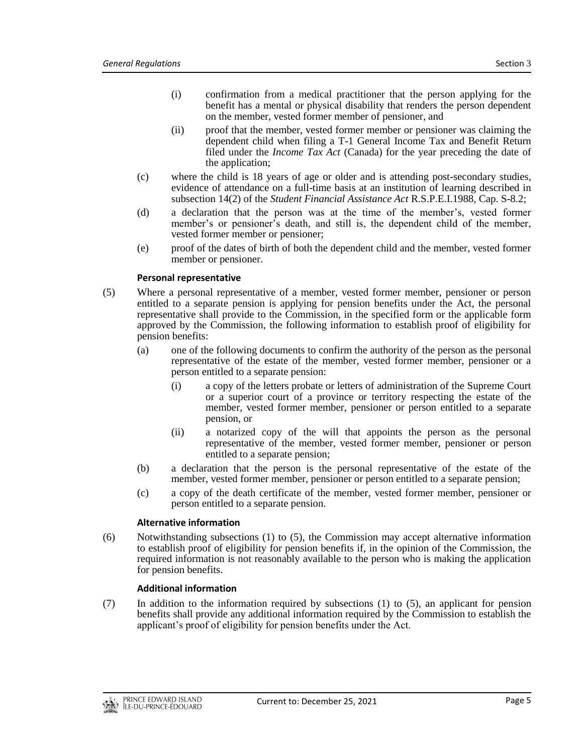(i) confirmation from a medical practitioner that the person applying for the benefit has a mental or physical disability that renders the person dependent on the member, vested former member of pensioner, and

(ii) proof that the member, vested former member or pensioner was claiming the dependent child when filing a T-1 General Income Tax and Benefit Return filed under the *Income Tax Act* (Canada) for the year preceding the date of the application;

(c) where the child is 18 years of age or older and is attending post-secondary studies, evidence of attendance on a full-time basis at an institution of learning described in subsection 14(2) of the *Student Financial Assistance Act* R.S.P.E.I.1988, Cap. S-8.2;

(d) a declaration that the person was at the time of the member's, vested former member's or pensioner's death, and still is, the dependent child of the member, vested former member or pensioner;

(e) proof of the dates of birth of both the dependent child and the member, vested former member or pensioner.

**Personal representative**

(5) Where a personal representative of a member, vested former member, pensioner or person entitled to a separate pension is applying for pension benefits under the Act, the personal representative shall provide to the Commission, in the specified form or the applicable form approved by the Commission, the following information to establish proof of eligibility for pension benefits:

(a) one of the following documents to confirm the authority of the person as the personal representative of the estate of the member, vested former member, pensioner or a person entitled to a separate pension:

(i) a copy of the letters probate or letters of administration of the Supreme Court or a superior court of a province or territory respecting the estate of the member, vested former member, pensioner or person entitled to a separate pension, or

(ii) a notarized copy of the will that appoints the person as the personal representative of the member, vested former member, pensioner or person entitled to a separate pension;

(b) a declaration that the person is the personal representative of the estate of the member, vested former member, pensioner or person entitled to a separate pension;

(c) a copy of the death certificate of the member, vested former member, pensioner or person entitled to a separate pension.

**Alternative information**

(6) Notwithstanding subsections (1) to (5), the Commission may accept alternative information to establish proof of eligibility for pension benefits if, in the opinion of the Commission, the required information is not reasonably available to the person who is making the application for pension benefits.

**Additional information**

(7) In addition to the information required by subsections (1) to (5), an applicant for pension benefits shall provide any additional information required by the Commission to establish the applicant's proof of eligibility for pension benefits under the Act.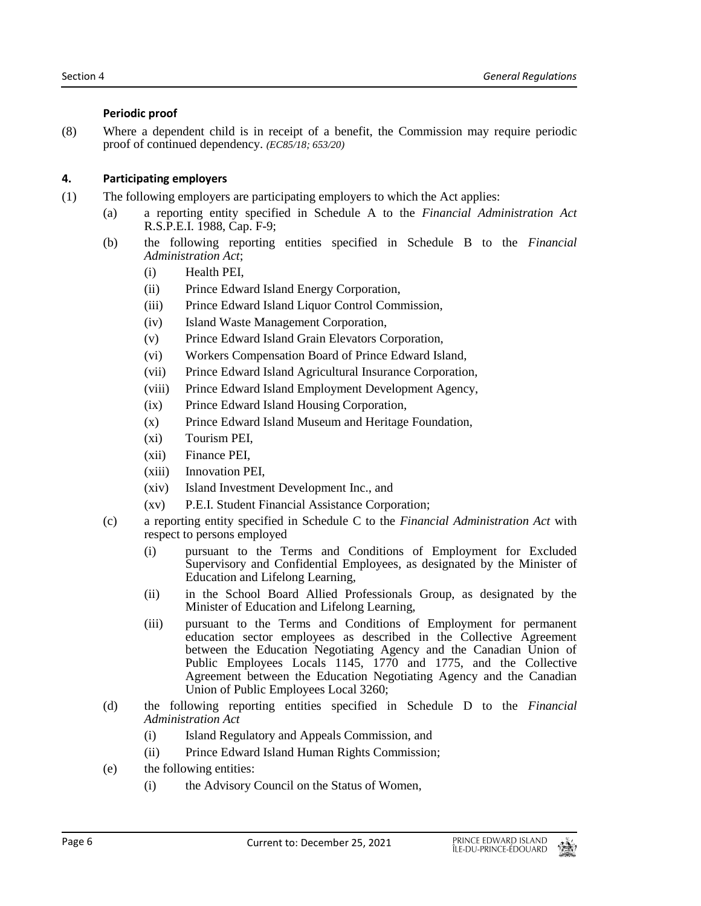**Periodic proof**

(8) Where a dependent child is in receipt of a benefit, the Commission may require periodic proof of continued dependency. *(EC85/18; 653/20)*

### 4. Participating employers

(1) The following employers are participating employers to which the Act applies:

- (a) a reporting entity specified in Schedule A to the *Financial Administration Act* R.S.P.E.I. 1988, Cap. F-9;
- (b) the following reporting entities specified in Schedule B to the *Financial Administration Act*;
  - (i) Health PEI,
  - (ii) Prince Edward Island Energy Corporation,
  - (iii) Prince Edward Island Liquor Control Commission,
  - (iv) Island Waste Management Corporation,
  - (v) Prince Edward Island Grain Elevators Corporation,
  - (vi) Workers Compensation Board of Prince Edward Island,
  - (vii) Prince Edward Island Agricultural Insurance Corporation,
  - (viii) Prince Edward Island Employment Development Agency,
  - (ix) Prince Edward Island Housing Corporation,
  - (x) Prince Edward Island Museum and Heritage Foundation,
  - (xi) Tourism PEI,
  - (xii) Finance PEI,
  - (xiii) Innovation PEI,
  - (xiv) Island Investment Development Inc., and
  - (xv) P.E.I. Student Financial Assistance Corporation;
- (c) a reporting entity specified in Schedule C to the *Financial Administration Act* with respect to persons employed
  - (i) pursuant to the Terms and Conditions of Employment for Excluded Supervisory and Confidential Employees, as designated by the Minister of Education and Lifelong Learning,
  - (ii) in the School Board Allied Professionals Group, as designated by the Minister of Education and Lifelong Learning,
  - (iii) pursuant to the Terms and Conditions of Employment for permanent education sector employees as described in the Collective Agreement between the Education Negotiating Agency and the Canadian Union of Public Employees Locals 1145, 1770 and 1775, and the Collective Agreement between the Education Negotiating Agency and the Canadian Union of Public Employees Local 3260;
- (d) the following reporting entities specified in Schedule D to the *Financial Administration Act*
  - (i) Island Regulatory and Appeals Commission, and
  - (ii) Prince Edward Island Human Rights Commission;
- (e) the following entities:
  - (i) the Advisory Council on the Status of Women,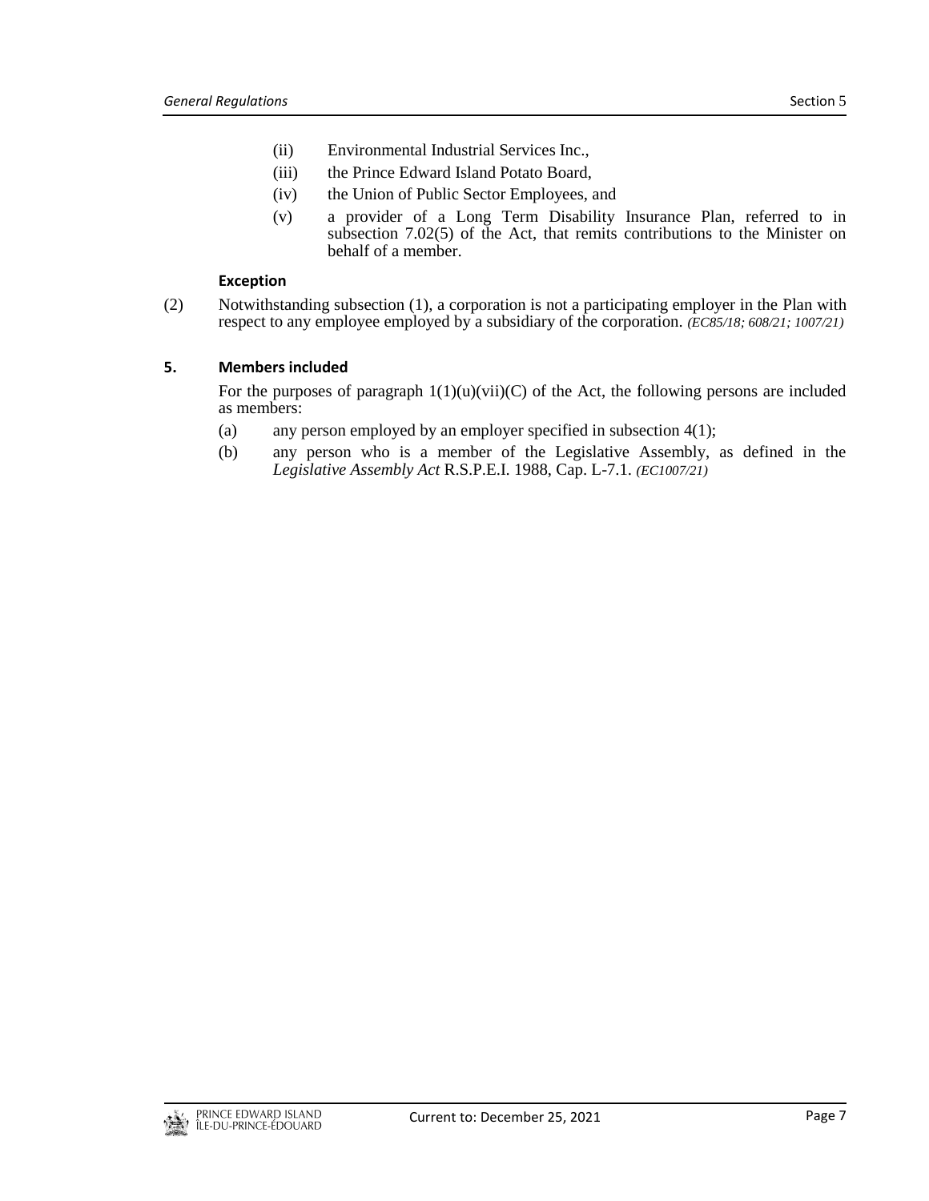(ii) Environmental Industrial Services Inc.,

(iii) the Prince Edward Island Potato Board,

(iv) the Union of Public Sector Employees, and

(v) a provider of a Long Term Disability Insurance Plan, referred to in subsection 7.02(5) of the Act, that remits contributions to the Minister on behalf of a member.

**Exception**

(2) Notwithstanding subsection (1), a corporation is not a participating employer in the Plan with respect to any employee employed by a subsidiary of the corporation. *(EC85/18; 608/21; 1007/21)*

**5. Members included**

For the purposes of paragraph 1(1)(u)(vii)(C) of the Act, the following persons are included as members:

(a) any person employed by an employer specified in subsection 4(1);

(b) any person who is a member of the Legislative Assembly, as defined in the *Legislative Assembly Act* R.S.P.E.I. 1988, Cap. L-7.1. *(EC1007/21)*